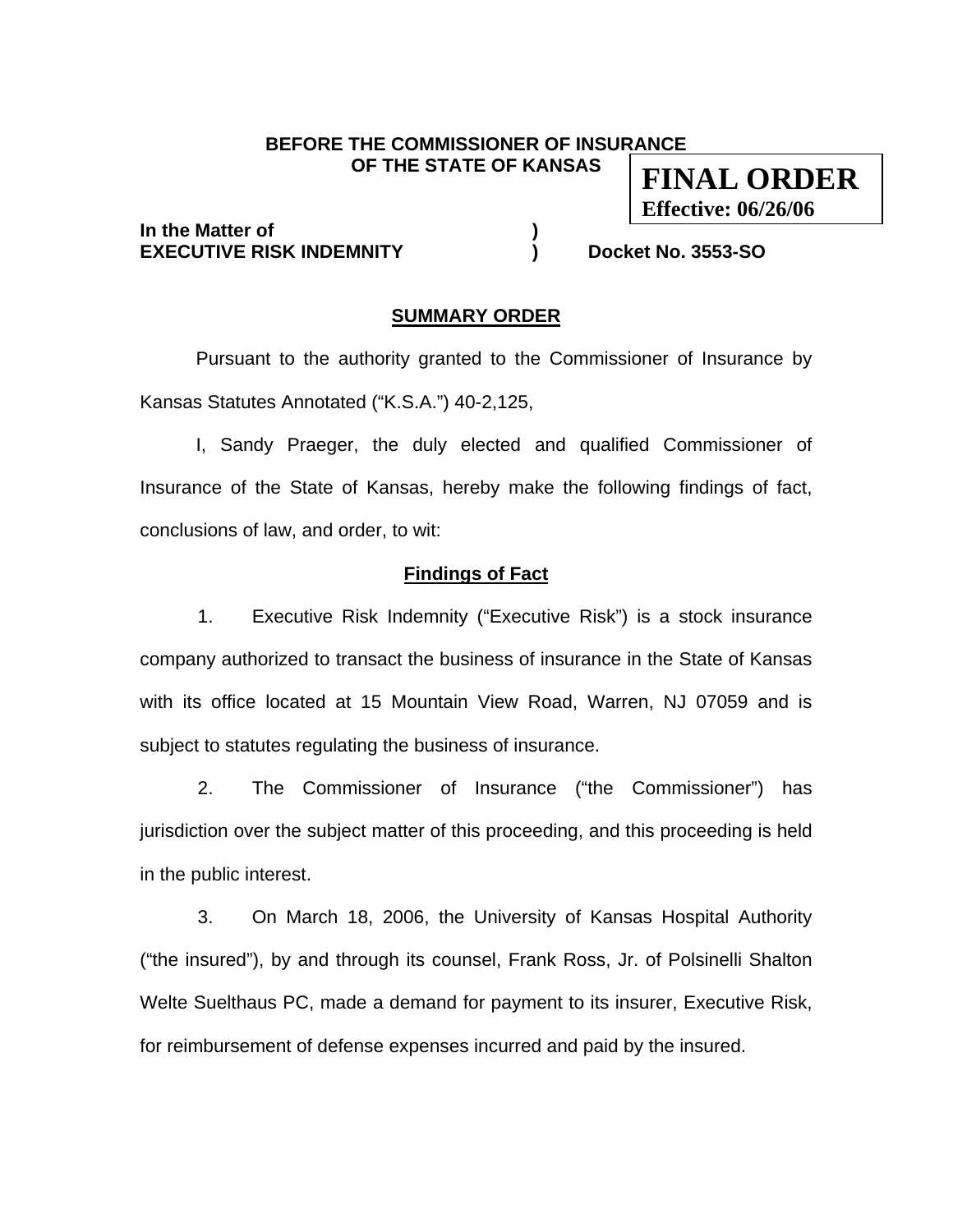**BEFORE THE COMMISSIONER OF INSURANCE**
**OF THE STATE OF KANSAS**

**FINAL ORDER**
**Effective: 06/26/06**

**In the Matter of** )
**EXECUTIVE RISK INDEMNITY** ) **Docket No. 3553-SO**

## SUMMARY ORDER

Pursuant to the authority granted to the Commissioner of Insurance by Kansas Statutes Annotated ("K.S.A.") 40-2,125,

I, Sandy Praeger, the duly elected and qualified Commissioner of Insurance of the State of Kansas, hereby make the following findings of fact, conclusions of law, and order, to wit:

### Findings of Fact

1. Executive Risk Indemnity ("Executive Risk") is a stock insurance company authorized to transact the business of insurance in the State of Kansas with its office located at 15 Mountain View Road, Warren, NJ 07059 and is subject to statutes regulating the business of insurance.

2. The Commissioner of Insurance ("the Commissioner") has jurisdiction over the subject matter of this proceeding, and this proceeding is held in the public interest.

3. On March 18, 2006, the University of Kansas Hospital Authority ("the insured"), by and through its counsel, Frank Ross, Jr. of Polsinelli Shalton Welte Suelthaus PC, made a demand for payment to its insurer, Executive Risk, for reimbursement of defense expenses incurred and paid by the insured.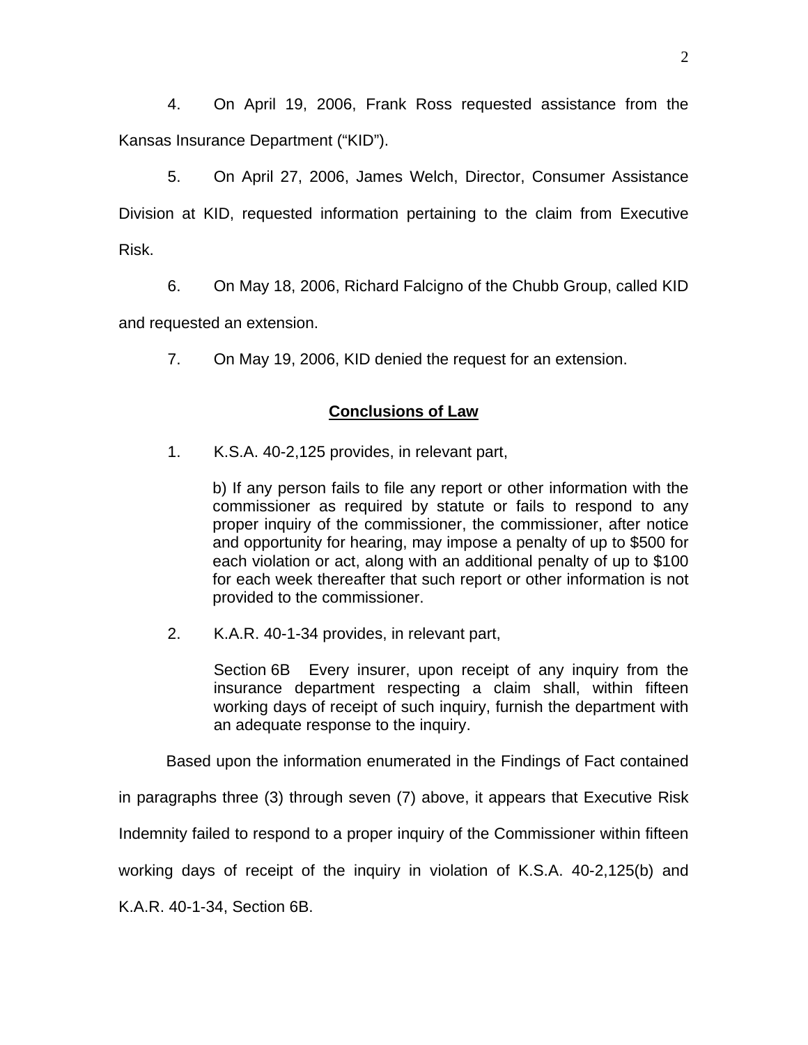4. On April 19, 2006, Frank Ross requested assistance from the Kansas Insurance Department ("KID").

5. On April 27, 2006, James Welch, Director, Consumer Assistance Division at KID, requested information pertaining to the claim from Executive Risk.

6. On May 18, 2006, Richard Falcigno of the Chubb Group, called KID and requested an extension.

7. On May 19, 2006, KID denied the request for an extension.

## **Conclusions of Law**

1. K.S.A. 40-2,125 provides, in relevant part,

> b) If any person fails to file any report or other information with the commissioner as required by statute or fails to respond to any proper inquiry of the commissioner, the commissioner, after notice and opportunity for hearing, may impose a penalty of up to $500 for each violation or act, along with an additional penalty of up to $100 for each week thereafter that such report or other information is not provided to the commissioner.

2. K.A.R. 40-1-34 provides, in relevant part,

> Section 6B Every insurer, upon receipt of any inquiry from the insurance department respecting a claim shall, within fifteen working days of receipt of such inquiry, furnish the department with an adequate response to the inquiry.

Based upon the information enumerated in the Findings of Fact contained in paragraphs three (3) through seven (7) above, it appears that Executive Risk Indemnity failed to respond to a proper inquiry of the Commissioner within fifteen working days of receipt of the inquiry in violation of K.S.A. 40-2,125(b) and K.A.R. 40-1-34, Section 6B.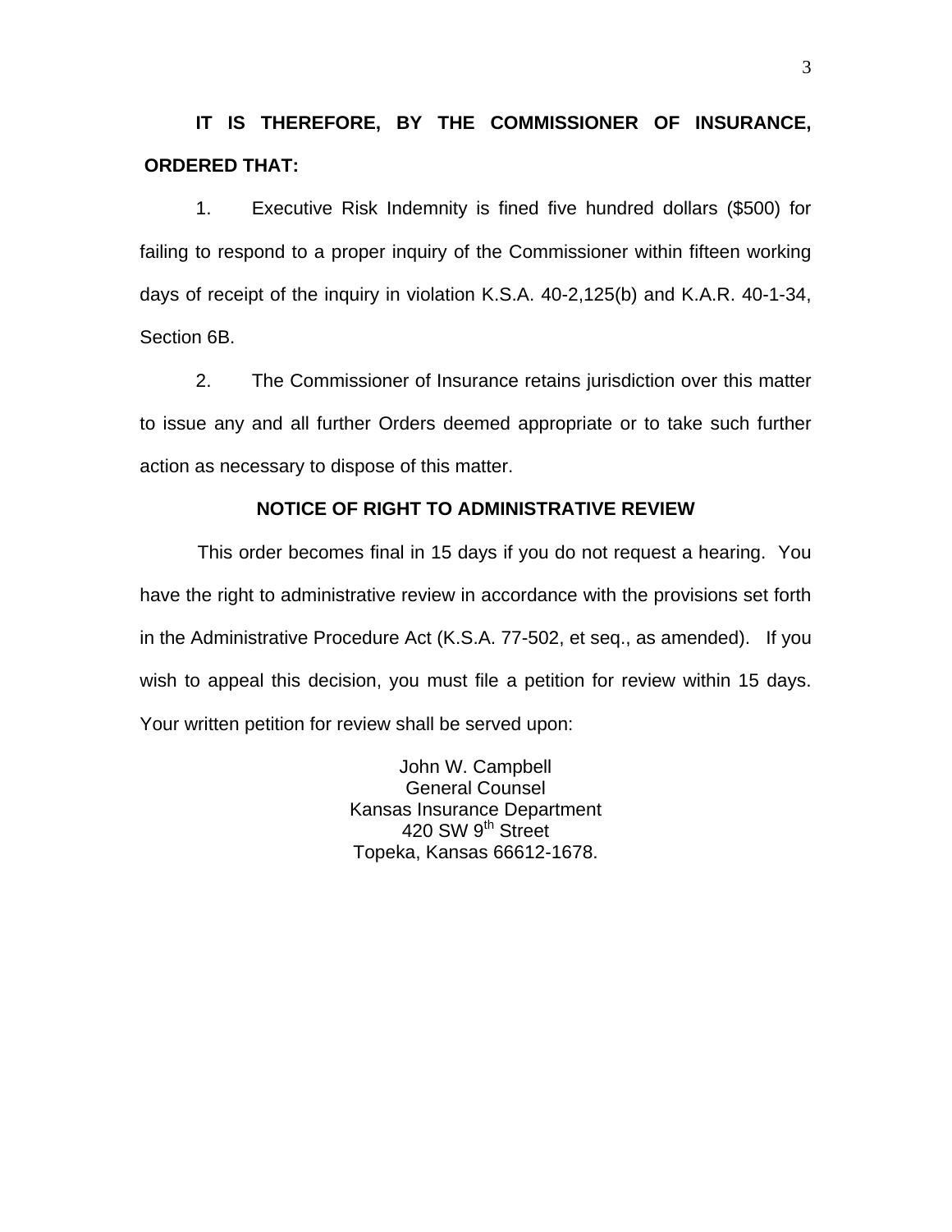**IT IS THEREFORE, BY THE COMMISSIONER OF INSURANCE, ORDERED THAT:**

1. Executive Risk Indemnity is fined five hundred dollars ($500) for failing to respond to a proper inquiry of the Commissioner within fifteen working days of receipt of the inquiry in violation K.S.A. 40-2,125(b) and K.A.R. 40-1-34, Section 6B.

2. The Commissioner of Insurance retains jurisdiction over this matter to issue any and all further Orders deemed appropriate or to take such further action as necessary to dispose of this matter.

## NOTICE OF RIGHT TO ADMINISTRATIVE REVIEW

This order becomes final in 15 days if you do not request a hearing. You have the right to administrative review in accordance with the provisions set forth in the Administrative Procedure Act (K.S.A. 77-502, et seq., as amended). If you wish to appeal this decision, you must file a petition for review within 15 days. Your written petition for review shall be served upon:

John W. Campbell
General Counsel
Kansas Insurance Department
420 SW 9th Street
Topeka, Kansas 66612-1678.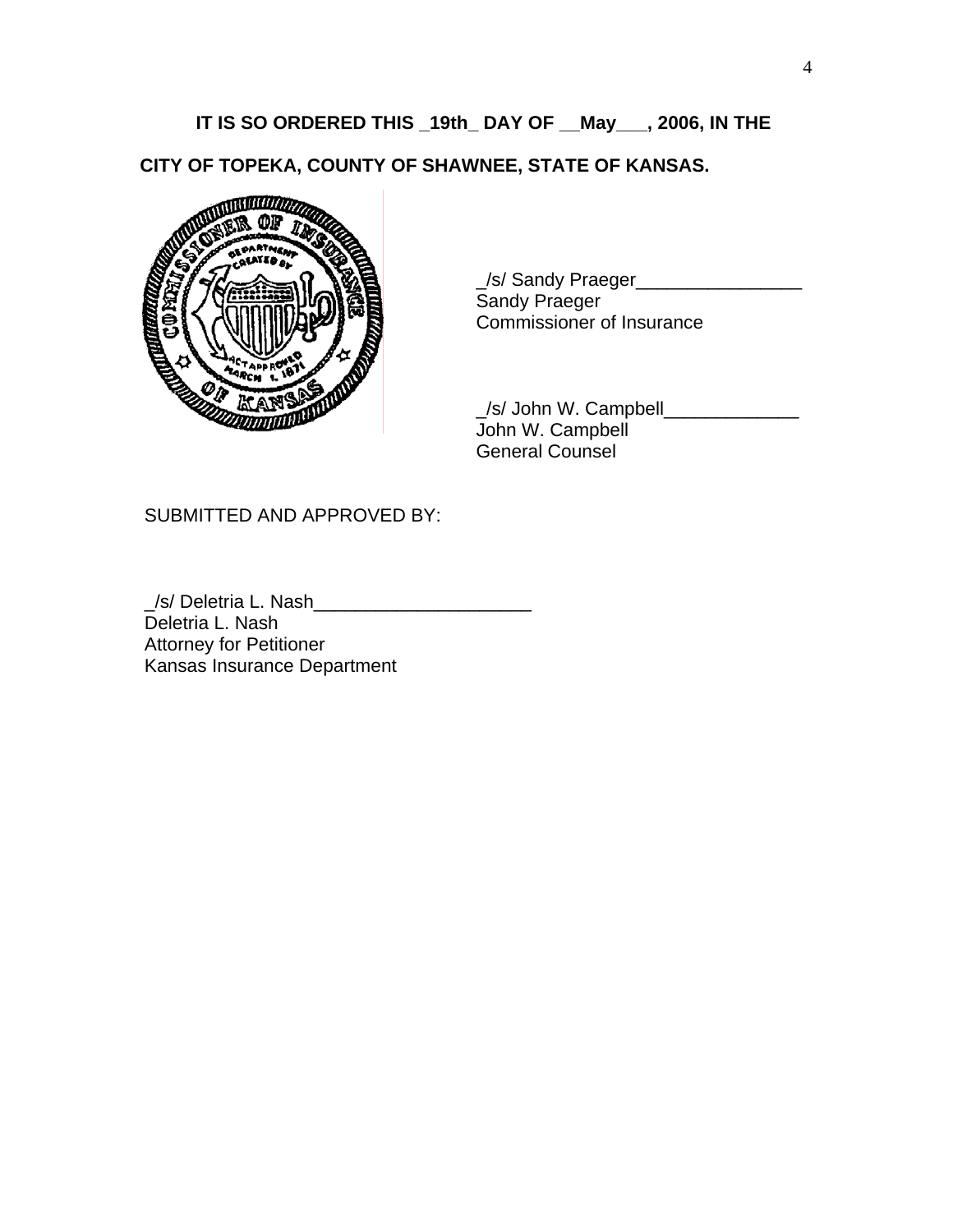**IT IS SO ORDERED THIS _19th_ DAY OF __May___, 2006, IN THE CITY OF TOPEKA, COUNTY OF SHAWNEE, STATE OF KANSAS.**

_/s/ Sandy Praeger________________
Sandy Praeger
Commissioner of Insurance

_/s/ John W. Campbell_____________
John W. Campbell
General Counsel

SUBMITTED AND APPROVED BY:

_/s/ Deletria L. Nash_____________________
Deletria L. Nash
Attorney for Petitioner
Kansas Insurance Department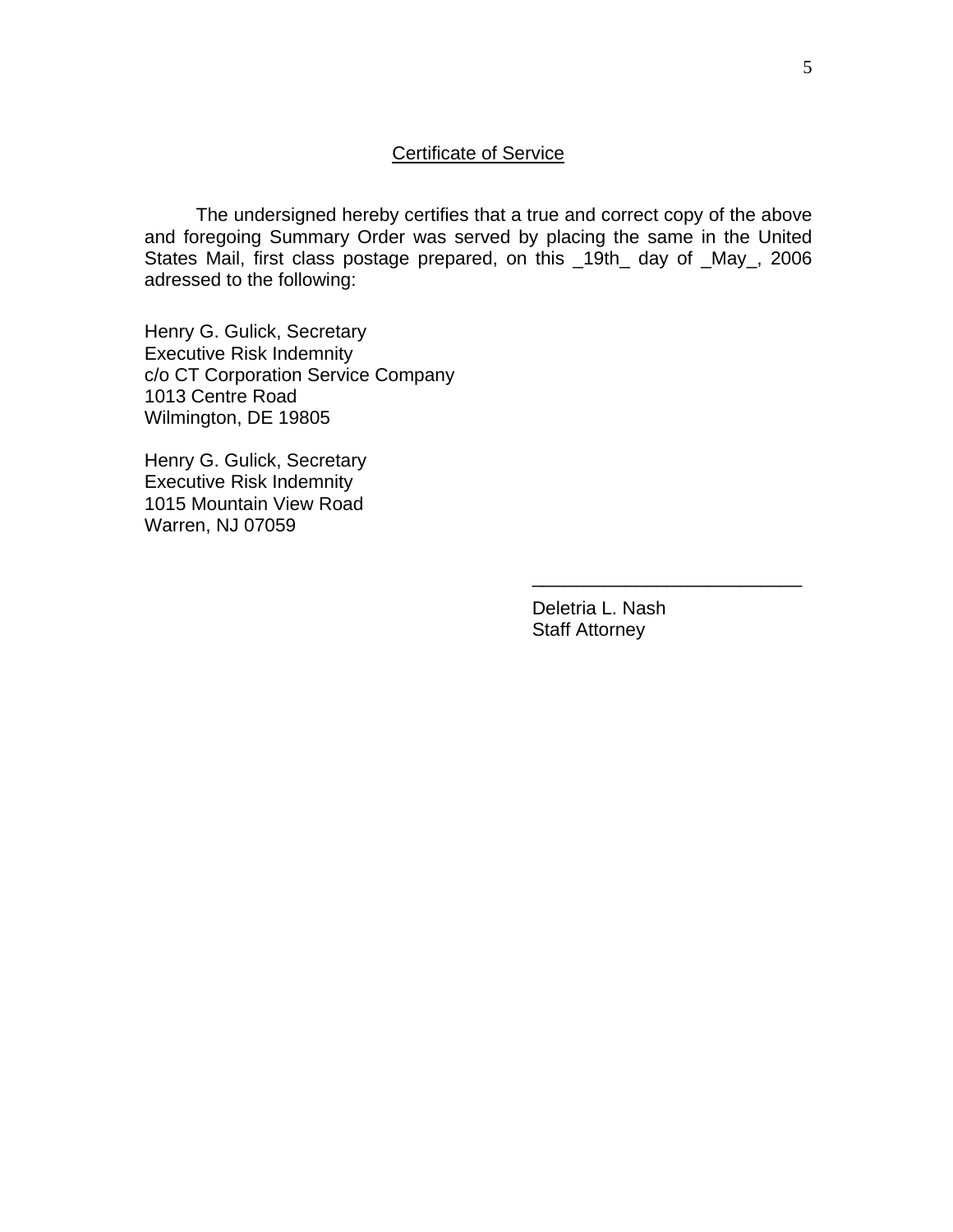<u>Certificate of Service</u>

The undersigned hereby certifies that a true and correct copy of the above and foregoing Summary Order was served by placing the same in the United States Mail, first class postage prepared, on this _19th_ day of _May_, 2006 adressed to the following:

Henry G. Gulick, Secretary
Executive Risk Indemnity
c/o CT Corporation Service Company
1013 Centre Road
Wilmington, DE 19805

Henry G. Gulick, Secretary
Executive Risk Indemnity
1015 Mountain View Road
Warren, NJ 07059

___________________________

Deletria L. Nash
Staff Attorney